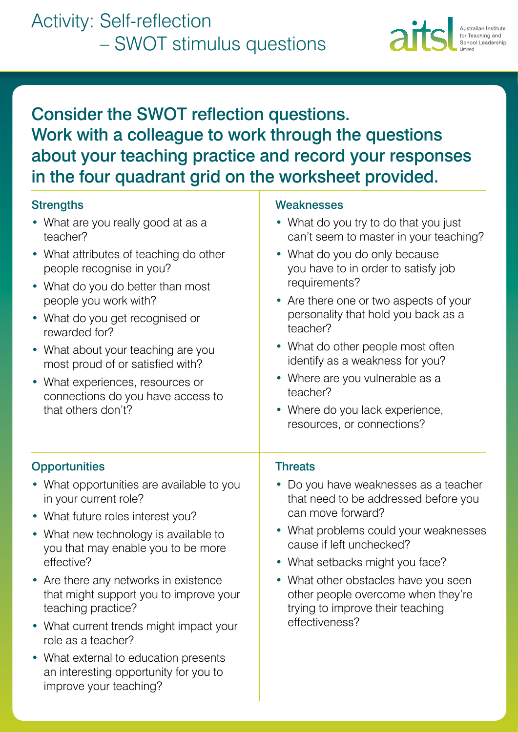# Activity: Self-reflection – SWOT stimulus questions

Australian Institute for Teaching and School Leadership Limited

## Consider the SWOT reflection questions. Work with a colleague to work through the questions about your teaching practice and record your responses in the four quadrant grid on the worksheet provided.

### Strengths

- What are you really good at as a teacher?
- What attributes of teaching do other people recognise in you?
- What do you do better than most people you work with?
- What do you get recognised or rewarded for?
- What about your teaching are you most proud of or satisfied with?
- What experiences, resources or connections do you have access to that others don't?

### Weaknesses

- What do you try to do that you just can't seem to master in your teaching?
- What do you do only because you have to in order to satisfy job requirements?
- Are there one or two aspects of your personality that hold you back as a teacher?
- What do other people most often identify as a weakness for you?
- Where are you vulnerable as a teacher?
- Where do you lack experience, resources, or connections?

### Opportunities

- What opportunities are available to you in your current role?
- What future roles interest you?
- What new technology is available to you that may enable you to be more effective?
- Are there any networks in existence that might support you to improve your teaching practice?
- What current trends might impact your role as a teacher?
- What external to education presents an interesting opportunity for you to improve your teaching?

### Threats

- Do you have weaknesses as a teacher that need to be addressed before you can move forward?
- What problems could your weaknesses cause if left unchecked?
- What setbacks might you face?
- What other obstacles have you seen other people overcome when they're trying to improve their teaching effectiveness?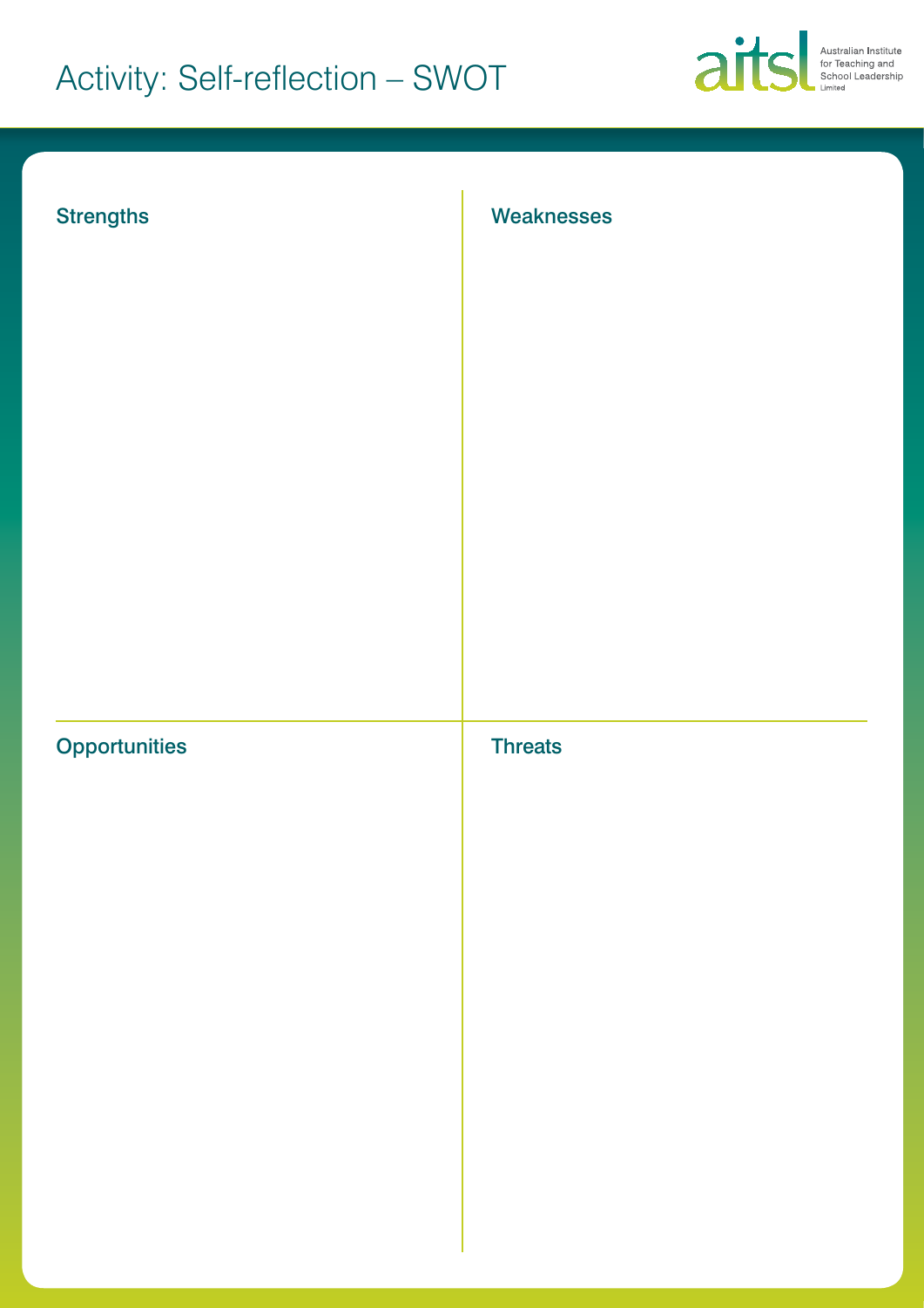# Activity: Self-reflection – SWOT

Australian Institute for Teaching and School Leadership Limited

| Strengths | Weaknesses |
| --- | --- |
| | |
| **Opportunities** | **Threats** |
| | |